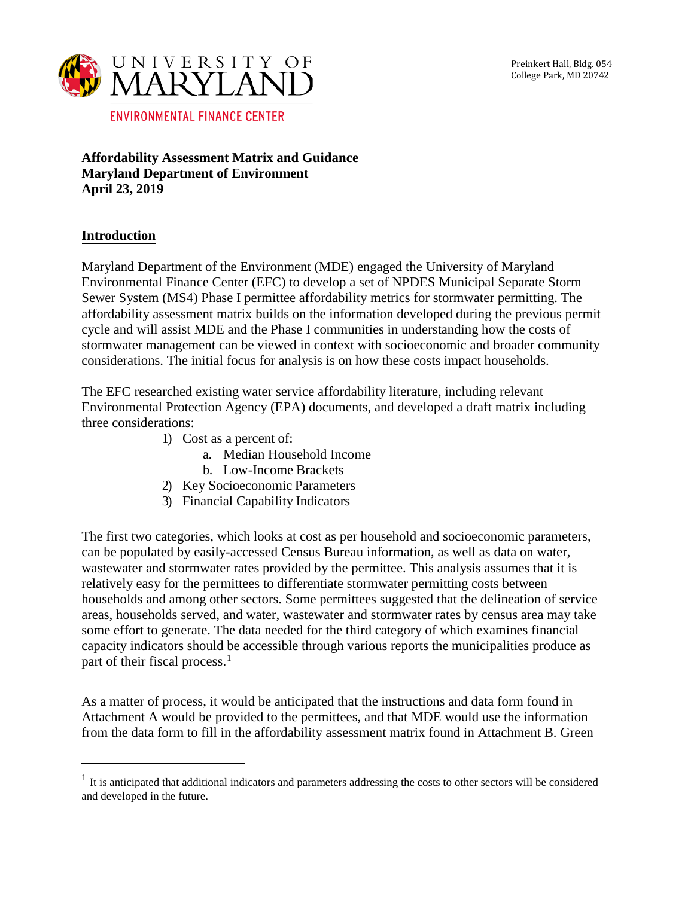UNIVERSITY OF MARYLAND

ENVIRONMENTAL FINANCE CENTER

Preinkert Hall, Bldg. 054
College Park, MD 20742

**Affordability Assessment Matrix and Guidance**
**Maryland Department of Environment**
**April 23, 2019**

## Introduction

Maryland Department of the Environment (MDE) engaged the University of Maryland Environmental Finance Center (EFC) to develop a set of NPDES Municipal Separate Storm Sewer System (MS4) Phase I permittee affordability metrics for stormwater permitting. The affordability assessment matrix builds on the information developed during the previous permit cycle and will assist MDE and the Phase I communities in understanding how the costs of stormwater management can be viewed in context with socioeconomic and broader community considerations. The initial focus for analysis is on how these costs impact households.

The EFC researched existing water service affordability literature, including relevant Environmental Protection Agency (EPA) documents, and developed a draft matrix including three considerations:

1) Cost as a percent of:
    a. Median Household Income
    b. Low-Income Brackets
2) Key Socioeconomic Parameters
3) Financial Capability Indicators

The first two categories, which looks at cost as per household and socioeconomic parameters, can be populated by easily-accessed Census Bureau information, as well as data on water, wastewater and stormwater rates provided by the permittee. This analysis assumes that it is relatively easy for the permittees to differentiate stormwater permitting costs between households and among other sectors. Some permittees suggested that the delineation of service areas, households served, and water, wastewater and stormwater rates by census area may take some effort to generate. The data needed for the third category of which examines financial capacity indicators should be accessible through various reports the municipalities produce as part of their fiscal process.[1]

As a matter of process, it would be anticipated that the instructions and data form found in Attachment A would be provided to the permittees, and that MDE would use the information from the data form to fill in the affordability assessment matrix found in Attachment B. Green

[1] It is anticipated that additional indicators and parameters addressing the costs to other sectors will be considered and developed in the future.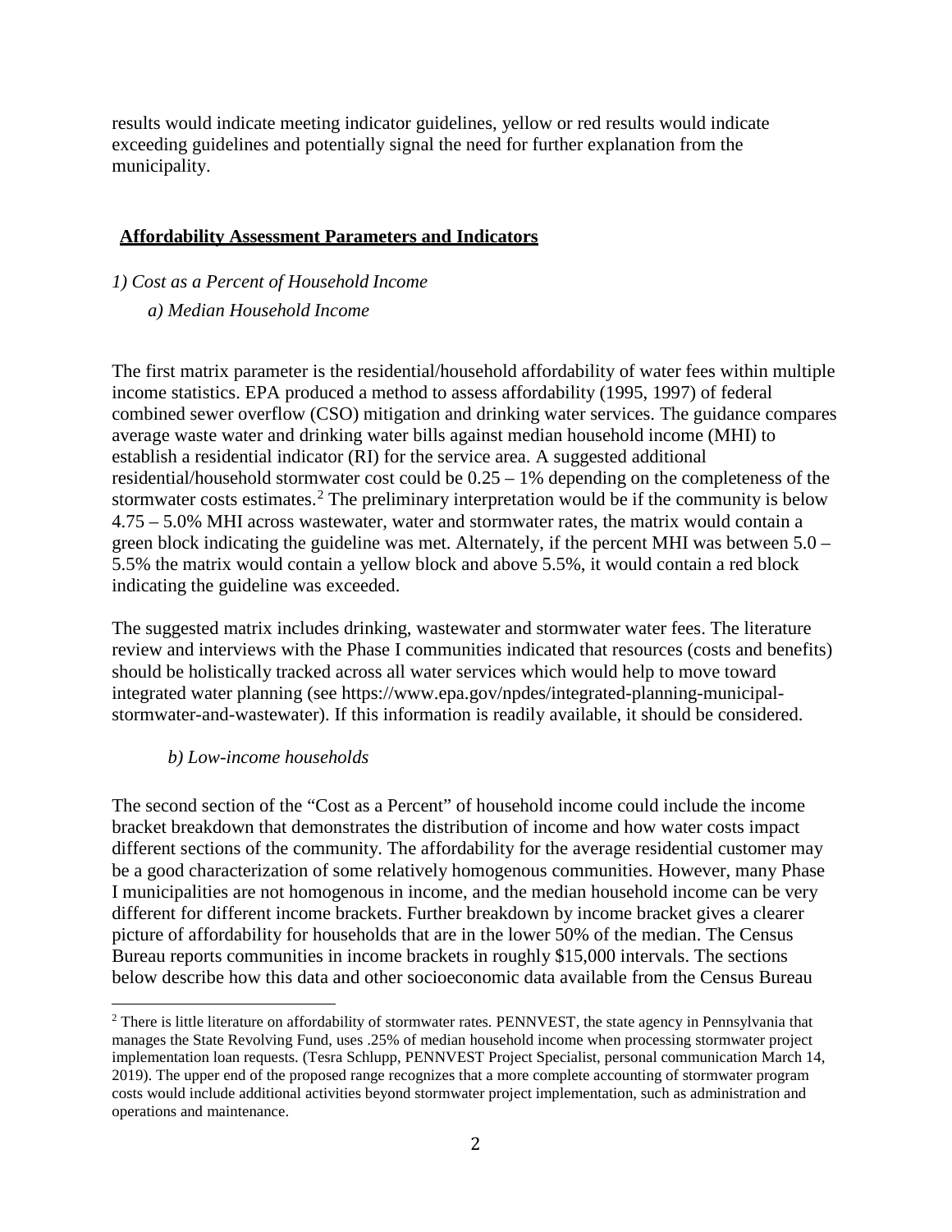results would indicate meeting indicator guidelines, yellow or red results would indicate exceeding guidelines and potentially signal the need for further explanation from the municipality.

## Affordability Assessment Parameters and Indicators

*1) Cost as a Percent of Household Income*

*a) Median Household Income*

The first matrix parameter is the residential/household affordability of water fees within multiple income statistics. EPA produced a method to assess affordability (1995, 1997) of federal combined sewer overflow (CSO) mitigation and drinking water services. The guidance compares average waste water and drinking water bills against median household income (MHI) to establish a residential indicator (RI) for the service area. A suggested additional residential/household stormwater cost could be 0.25 – 1% depending on the completeness of the stormwater costs estimates.[2] The preliminary interpretation would be if the community is below 4.75 – 5.0% MHI across wastewater, water and stormwater rates, the matrix would contain a green block indicating the guideline was met. Alternately, if the percent MHI was between 5.0 – 5.5% the matrix would contain a yellow block and above 5.5%, it would contain a red block indicating the guideline was exceeded.

The suggested matrix includes drinking, wastewater and stormwater water fees. The literature review and interviews with the Phase I communities indicated that resources (costs and benefits) should be holistically tracked across all water services which would help to move toward integrated water planning (see https://www.epa.gov/npdes/integrated-planning-municipal-stormwater-and-wastewater). If this information is readily available, it should be considered.

*b) Low-income households*

The second section of the "Cost as a Percent" of household income could include the income bracket breakdown that demonstrates the distribution of income and how water costs impact different sections of the community. The affordability for the average residential customer may be a good characterization of some relatively homogenous communities. However, many Phase I municipalities are not homogenous in income, and the median household income can be very different for different income brackets. Further breakdown by income bracket gives a clearer picture of affordability for households that are in the lower 50% of the median. The Census Bureau reports communities in income brackets in roughly $15,000 intervals. The sections below describe how this data and other socioeconomic data available from the Census Bureau

[2] There is little literature on affordability of stormwater rates. PENNVEST, the state agency in Pennsylvania that manages the State Revolving Fund, uses .25% of median household income when processing stormwater project implementation loan requests. (Tesra Schlupp, PENNVEST Project Specialist, personal communication March 14, 2019). The upper end of the proposed range recognizes that a more complete accounting of stormwater program costs would include additional activities beyond stormwater project implementation, such as administration and operations and maintenance.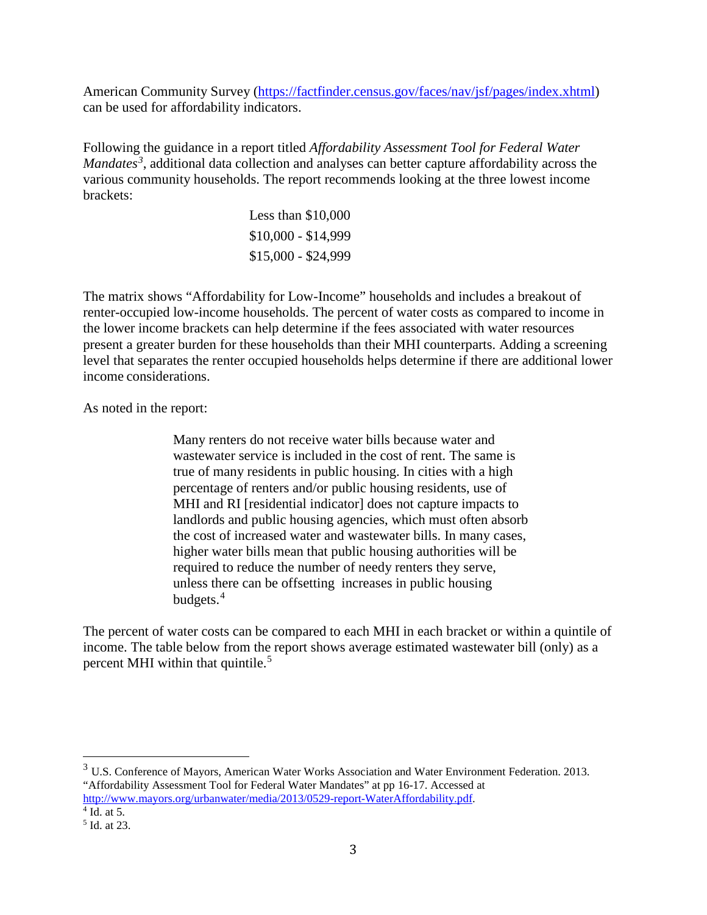American Community Survey (https://factfinder.census.gov/faces/nav/jsf/pages/index.xhtml) can be used for affordability indicators.

Following the guidance in a report titled *Affordability Assessment Tool for Federal Water Mandates*[3], additional data collection and analyses can better capture affordability across the various community households. The report recommends looking at the three lowest income brackets:

Less than $10,000
$10,000 - $14,999
$15,000 - $24,999

The matrix shows "Affordability for Low-Income" households and includes a breakout of renter-occupied low-income households. The percent of water costs as compared to income in the lower income brackets can help determine if the fees associated with water resources present a greater burden for these households than their MHI counterparts. Adding a screening level that separates the renter occupied households helps determine if there are additional lower income considerations.

As noted in the report:

> Many renters do not receive water bills because water and wastewater service is included in the cost of rent. The same is true of many residents in public housing. In cities with a high percentage of renters and/or public housing residents, use of MHI and RI [residential indicator] does not capture impacts to landlords and public housing agencies, which must often absorb the cost of increased water and wastewater bills. In many cases, higher water bills mean that public housing authorities will be required to reduce the number of needy renters they serve, unless there can be offsetting increases in public housing budgets.[4]

The percent of water costs can be compared to each MHI in each bracket or within a quintile of income. The table below from the report shows average estimated wastewater bill (only) as a percent MHI within that quintile.[5]

---

[3] U.S. Conference of Mayors, American Water Works Association and Water Environment Federation. 2013. "Affordability Assessment Tool for Federal Water Mandates" at pp 16-17. Accessed at http://www.mayors.org/urbanwater/media/2013/0529-report-WaterAffordability.pdf.

[4] Id. at 5.

[5] Id. at 23.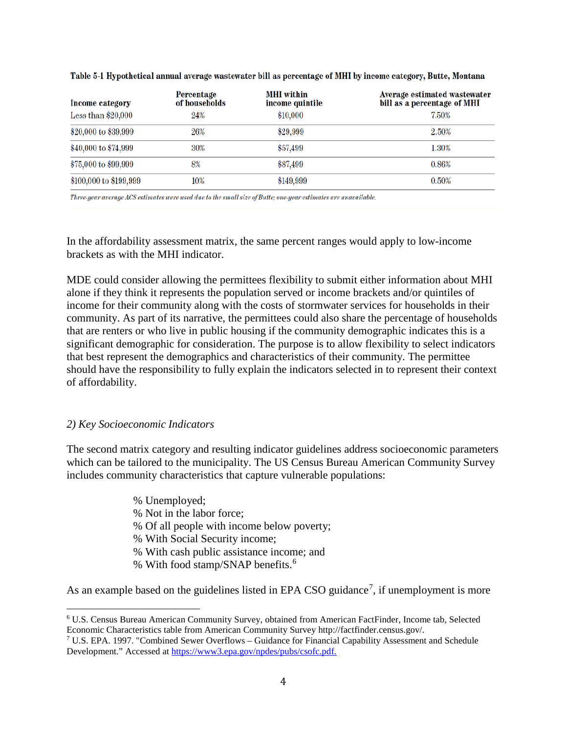**Table 5-1 Hypothetical annual average wastewater bill as percentage of MHI by income category, Butte, Montana**

| Income category | Percentage of households | MHI within income quintile | Average estimated wastewater bill as a percentage of MHI |
|---|---|---|---|
| Less than $20,000 | 24% | $10,000 | 7.50% |
| $20,000 to $39,999 | 26% | $29,999 | 2.50% |
| $40,000 to $74,999 | 30% | $57,499 | 1.30% |
| $75,000 to $99,999 | 8% | $87,499 | 0.86% |
| $100,000 to $199,999 | 10% | $149,999 | 0.50% |

*Three-year average ACS estimates were used due to the small size of Butte; one-year estimates are unavailable.*

In the affordability assessment matrix, the same percent ranges would apply to low-income brackets as with the MHI indicator.

MDE could consider allowing the permittees flexibility to submit either information about MHI alone if they think it represents the population served or income brackets and/or quintiles of income for their community along with the costs of stormwater services for households in their community. As part of its narrative, the permittees could also share the percentage of households that are renters or who live in public housing if the community demographic indicates this is a significant demographic for consideration. The purpose is to allow flexibility to select indicators that best represent the demographics and characteristics of their community. The permittee should have the responsibility to fully explain the indicators selected in to represent their context of affordability.

*2) Key Socioeconomic Indicators*

The second matrix category and resulting indicator guidelines address socioeconomic parameters which can be tailored to the municipality. The US Census Bureau American Community Survey includes community characteristics that capture vulnerable populations:

% Unemployed;
% Not in the labor force;
% Of all people with income below poverty;
% With Social Security income;
% With cash public assistance income; and
% With food stamp/SNAP benefits.[6]

As an example based on the guidelines listed in EPA CSO guidance[7], if unemployment is more

[6] U.S. Census Bureau American Community Survey, obtained from American FactFinder, Income tab, Selected Economic Characteristics table from American Community Survey http://factfinder.census.gov/.

[7] U.S. EPA. 1997. "Combined Sewer Overflows – Guidance for Financial Capability Assessment and Schedule Development." Accessed at https://www3.epa.gov/npdes/pubs/csofc.pdf.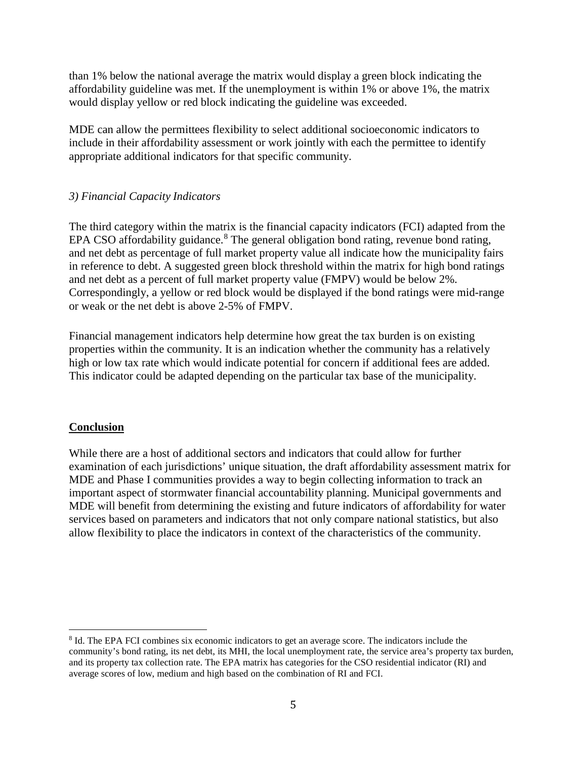than 1% below the national average the matrix would display a green block indicating the affordability guideline was met. If the unemployment is within 1% or above 1%, the matrix would display yellow or red block indicating the guideline was exceeded.

MDE can allow the permittees flexibility to select additional socioeconomic indicators to include in their affordability assessment or work jointly with each the permittee to identify appropriate additional indicators for that specific community.

*3) Financial Capacity Indicators*

The third category within the matrix is the financial capacity indicators (FCI) adapted from the EPA CSO affordability guidance.[8] The general obligation bond rating, revenue bond rating, and net debt as percentage of full market property value all indicate how the municipality fairs in reference to debt. A suggested green block threshold within the matrix for high bond ratings and net debt as a percent of full market property value (FMPV) would be below 2%. Correspondingly, a yellow or red block would be displayed if the bond ratings were mid-range or weak or the net debt is above 2-5% of FMPV.

Financial management indicators help determine how great the tax burden is on existing properties within the community. It is an indication whether the community has a relatively high or low tax rate which would indicate potential for concern if additional fees are added. This indicator could be adapted depending on the particular tax base of the municipality.

## Conclusion

While there are a host of additional sectors and indicators that could allow for further examination of each jurisdictions' unique situation, the draft affordability assessment matrix for MDE and Phase I communities provides a way to begin collecting information to track an important aspect of stormwater financial accountability planning. Municipal governments and MDE will benefit from determining the existing and future indicators of affordability for water services based on parameters and indicators that not only compare national statistics, but also allow flexibility to place the indicators in context of the characteristics of the community.

[8] Id. The EPA FCI combines six economic indicators to get an average score. The indicators include the community's bond rating, its net debt, its MHI, the local unemployment rate, the service area's property tax burden, and its property tax collection rate. The EPA matrix has categories for the CSO residential indicator (RI) and average scores of low, medium and high based on the combination of RI and FCI.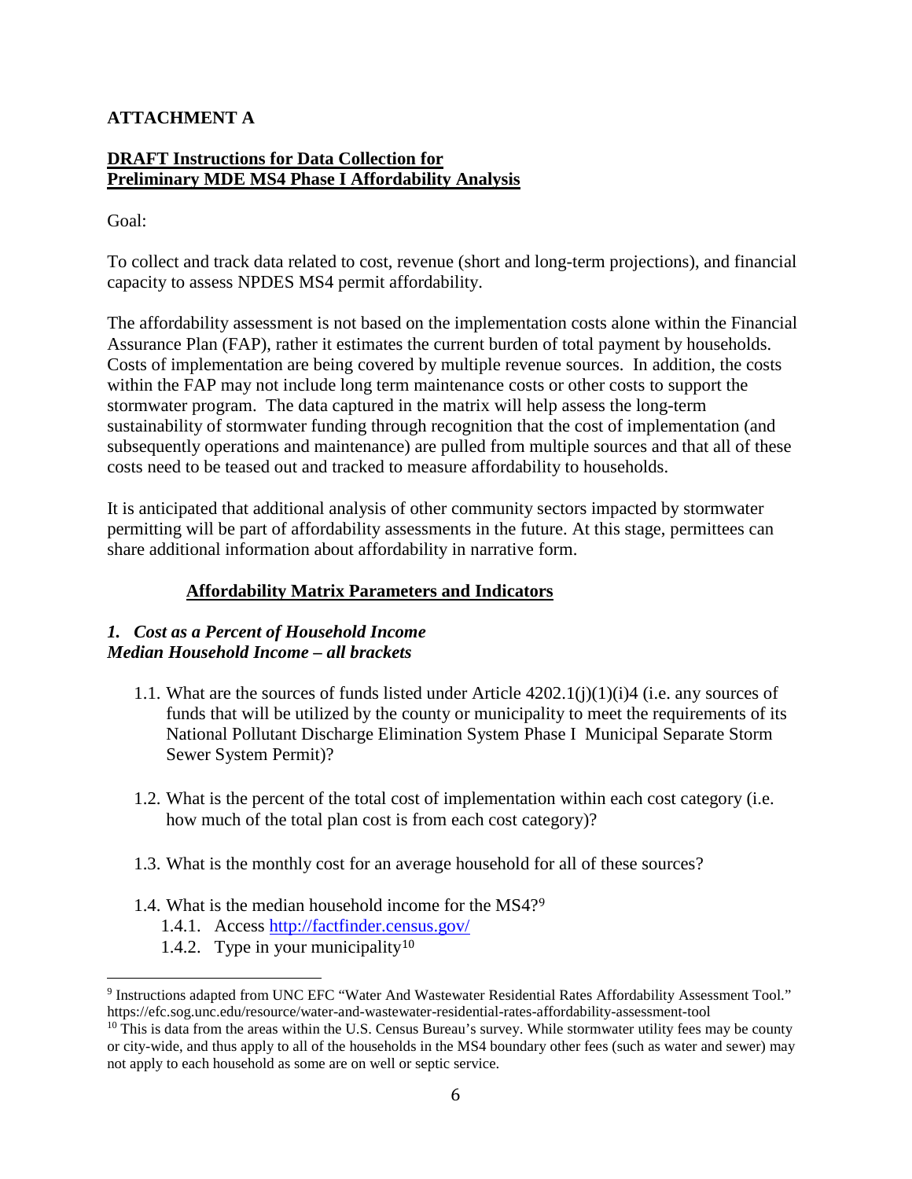## ATTACHMENT A

**DRAFT Instructions for Data Collection for Preliminary MDE MS4 Phase I Affordability Analysis**

Goal:

To collect and track data related to cost, revenue (short and long-term projections), and financial capacity to assess NPDES MS4 permit affordability.

The affordability assessment is not based on the implementation costs alone within the Financial Assurance Plan (FAP), rather it estimates the current burden of total payment by households. Costs of implementation are being covered by multiple revenue sources. In addition, the costs within the FAP may not include long term maintenance costs or other costs to support the stormwater program. The data captured in the matrix will help assess the long-term sustainability of stormwater funding through recognition that the cost of implementation (and subsequently operations and maintenance) are pulled from multiple sources and that all of these costs need to be teased out and tracked to measure affordability to households.

It is anticipated that additional analysis of other community sectors impacted by stormwater permitting will be part of affordability assessments in the future. At this stage, permittees can share additional information about affordability in narrative form.

### Affordability Matrix Parameters and Indicators

***1. Cost as a Percent of Household Income***
***Median Household Income – all brackets***

1.1. What are the sources of funds listed under Article 4202.1(j)(1)(i)4 (i.e. any sources of funds that will be utilized by the county or municipality to meet the requirements of its National Pollutant Discharge Elimination System Phase I Municipal Separate Storm Sewer System Permit)?

1.2. What is the percent of the total cost of implementation within each cost category (i.e. how much of the total plan cost is from each cost category)?

1.3. What is the monthly cost for an average household for all of these sources?

1.4. What is the median household income for the MS4?[9]

1.4.1. Access http://factfinder.census.gov/

1.4.2. Type in your municipality[10]

[9] Instructions adapted from UNC EFC "Water And Wastewater Residential Rates Affordability Assessment Tool." https://efc.sog.unc.edu/resource/water-and-wastewater-residential-rates-affordability-assessment-tool

[10] This is data from the areas within the U.S. Census Bureau's survey. While stormwater utility fees may be county or city-wide, and thus apply to all of the households in the MS4 boundary other fees (such as water and sewer) may not apply to each household as some are on well or septic service.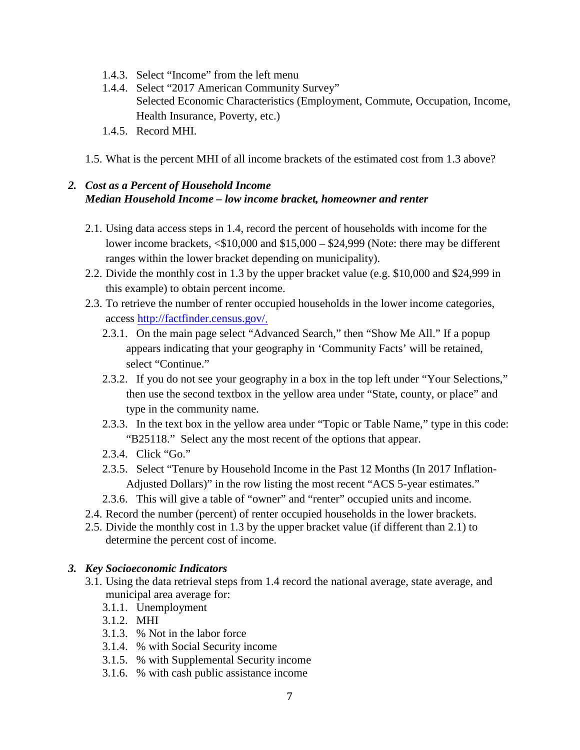1.4.3. Select "Income" from the left menu

1.4.4. Select "2017 American Community Survey" Selected Economic Characteristics (Employment, Commute, Occupation, Income, Health Insurance, Poverty, etc.)

1.4.5. Record MHI.

1.5. What is the percent MHI of all income brackets of the estimated cost from 1.3 above?

## 2. *Cost as a Percent of Household Income* *Median Household Income – low income bracket, homeowner and renter*

2.1. Using data access steps in 1.4, record the percent of households with income for the lower income brackets, <$10,000 and $15,000 – $24,999 (Note: there may be different ranges within the lower bracket depending on municipality).

2.2. Divide the monthly cost in 1.3 by the upper bracket value (e.g. $10,000 and $24,999 in this example) to obtain percent income.

2.3. To retrieve the number of renter occupied households in the lower income categories, access [http://factfinder.census.gov/.](http://factfinder.census.gov/)

2.3.1. On the main page select "Advanced Search," then "Show Me All." If a popup appears indicating that your geography in 'Community Facts' will be retained, select "Continue."

2.3.2. If you do not see your geography in a box in the top left under "Your Selections," then use the second textbox in the yellow area under "State, county, or place" and type in the community name.

2.3.3. In the text box in the yellow area under "Topic or Table Name," type in this code: "B25118." Select any the most recent of the options that appear.

2.3.4. Click "Go."

2.3.5. Select "Tenure by Household Income in the Past 12 Months (In 2017 Inflation-Adjusted Dollars)" in the row listing the most recent "ACS 5-year estimates."

2.3.6. This will give a table of "owner" and "renter" occupied units and income.

2.4. Record the number (percent) of renter occupied households in the lower brackets.

2.5. Divide the monthly cost in 1.3 by the upper bracket value (if different than 2.1) to determine the percent cost of income.

## 3. *Key Socioeconomic Indicators*

3.1. Using the data retrieval steps from 1.4 record the national average, state average, and municipal area average for:

3.1.1. Unemployment

3.1.2. MHI

3.1.3. % Not in the labor force

3.1.4. % with Social Security income

3.1.5. % with Supplemental Security income

3.1.6. % with cash public assistance income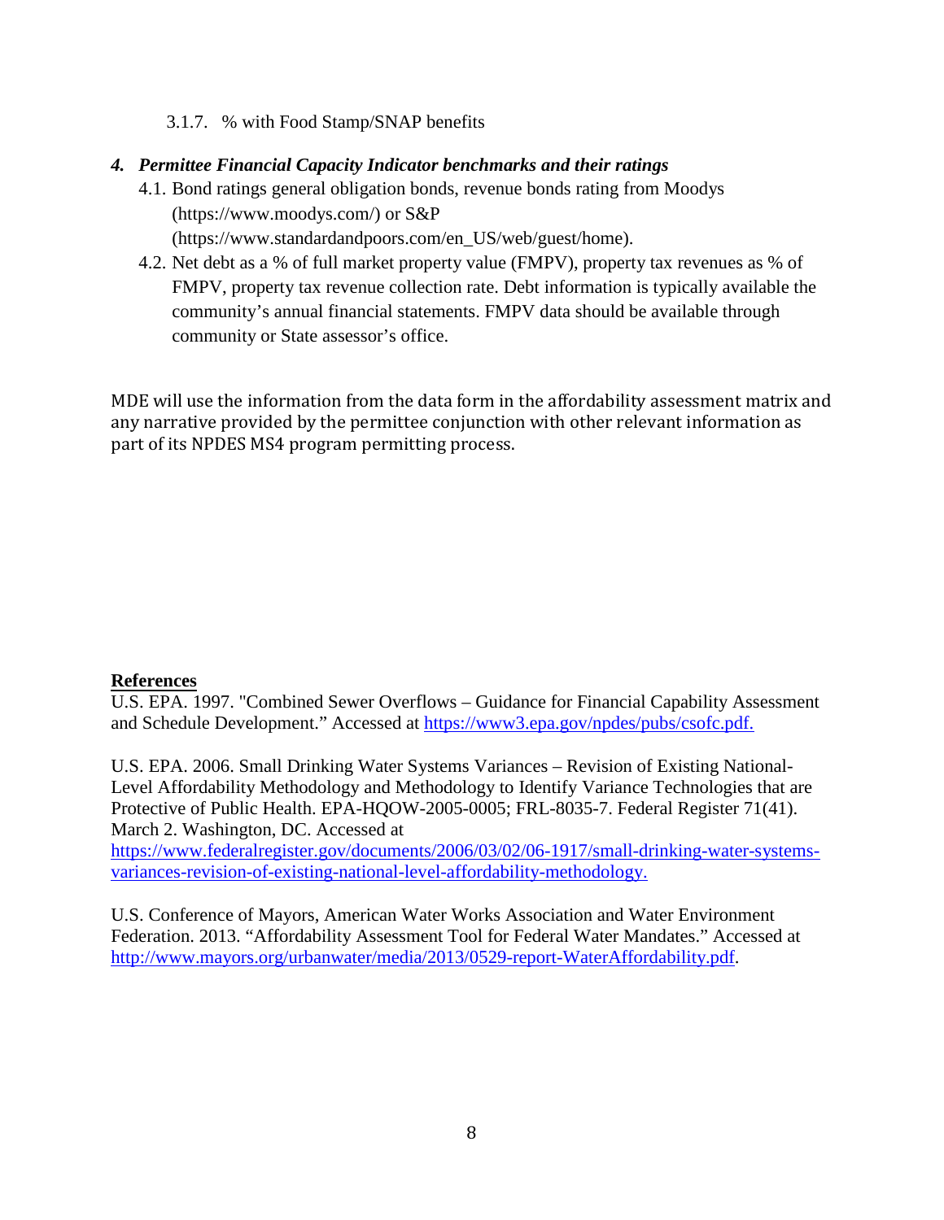3.1.7. % with Food Stamp/SNAP benefits

4. ***Permittee Financial Capacity Indicator benchmarks and their ratings***

4.1. Bond ratings general obligation bonds, revenue bonds rating from Moodys (https://www.moodys.com/) or S&P (https://www.standardandpoors.com/en_US/web/guest/home).

4.2. Net debt as a % of full market property value (FMPV), property tax revenues as % of FMPV, property tax revenue collection rate. Debt information is typically available the community's annual financial statements. FMPV data should be available through community or State assessor's office.

MDE will use the information from the data form in the affordability assessment matrix and any narrative provided by the permittee conjunction with other relevant information as part of its NPDES MS4 program permitting process.

**References**

U.S. EPA. 1997. "Combined Sewer Overflows – Guidance for Financial Capability Assessment and Schedule Development." Accessed at https://www3.epa.gov/npdes/pubs/csofc.pdf.

U.S. EPA. 2006. Small Drinking Water Systems Variances – Revision of Existing National-Level Affordability Methodology and Methodology to Identify Variance Technologies that are Protective of Public Health. EPA-HQOW-2005-0005; FRL-8035-7. Federal Register 71(41). March 2. Washington, DC. Accessed at https://www.federalregister.gov/documents/2006/03/02/06-1917/small-drinking-water-systems-variances-revision-of-existing-national-level-affordability-methodology.

U.S. Conference of Mayors, American Water Works Association and Water Environment Federation. 2013. "Affordability Assessment Tool for Federal Water Mandates." Accessed at http://www.mayors.org/urbanwater/media/2013/0529-report-WaterAffordability.pdf.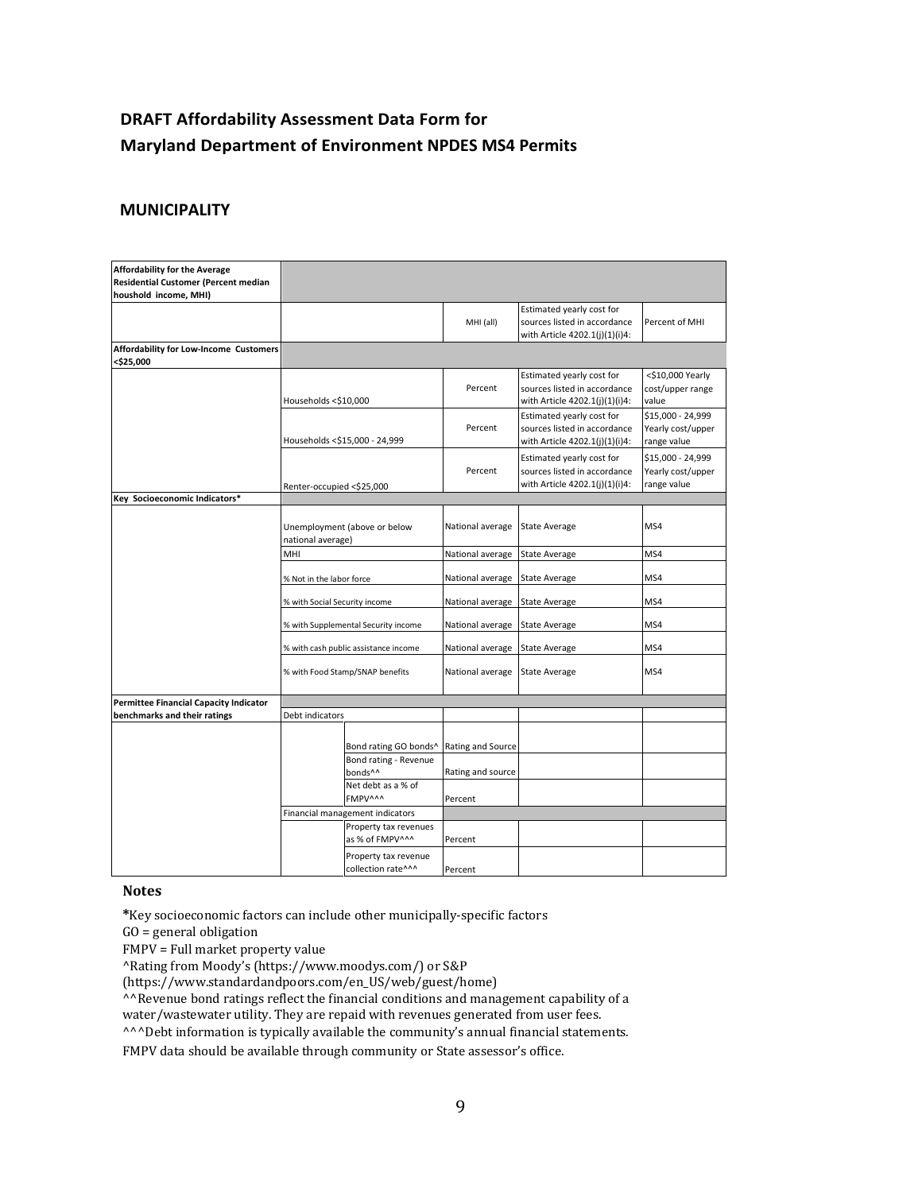## DRAFT Affordability Assessment Data Form for Maryland Department of Environment NPDES MS4 Permits

### MUNICIPALITY

| | | | | | |
|---|---|---|---|---|---|
| **Affordability for the Average Residential Customer (Percent median houshold income, MHI)** | | | | | |
| | | | MHI (all) | Estimated yearly cost for sources listed in accordance with Article 4202.1(j)(1)(i)4: | Percent of MHI |
| **Affordability for Low-Income Customers <$25,000** | | | | | |
| | Households <$10,000 | | Percent | Estimated yearly cost for sources listed in accordance with Article 4202.1(j)(1)(i)4: | <$10,000 Yearly cost/upper range value |
| | Households <$15,000 - 24,999 | | Percent | Estimated yearly cost for sources listed in accordance with Article 4202.1(j)(1)(i)4: | $15,000 - 24,999 Yearly cost/upper range value |
| | Renter-occupied <$25,000 | | Percent | Estimated yearly cost for sources listed in accordance with Article 4202.1(j)(1)(i)4: | $15,000 - 24,999 Yearly cost/upper range value |
| **Key Socioeconomic Indicators*** | | | | | |
| | Unemployment (above or below national average) | | National average | State Average | MS4 |
| | MHI | | National average | State Average | MS4 |
| | % Not in the labor force | | National average | State Average | MS4 |
| | % with Social Security income | | National average | State Average | MS4 |
| | % with Supplemental Security income | | National average | State Average | MS4 |
| | % with cash public assistance income | | National average | State Average | MS4 |
| | % with Food Stamp/SNAP benefits | | National average | State Average | MS4 |
| **Permittee Financial Capacity Indicator benchmarks and their ratings** | Debt indicators | | | | |
| | | Bond rating GO bonds^ | Rating and Source | | |
| | | Bond rating - Revenue bonds^^ | Rating and source | | |
| | | Net debt as a % of FMPV^^^ | Percent | | |
| | Financial management indicators | | | | |
| | | Property tax revenues as % of FMPV^^^ | Percent | | |
| | | Property tax revenue collection rate^^^ | Percent | | |

### Notes

*Key socioeconomic factors can include other municipally-specific factors

GO = general obligation

FMPV = Full market property value

^Rating from Moody's (https://www.moodys.com/) or S&P (https://www.standardandpoors.com/en_US/web/guest/home)

^^Revenue bond ratings reflect the financial conditions and management capability of a water/wastewater utility. They are repaid with revenues generated from user fees.

^^^Debt information is typically available the community's annual financial statements.

FMPV data should be available through community or State assessor's office.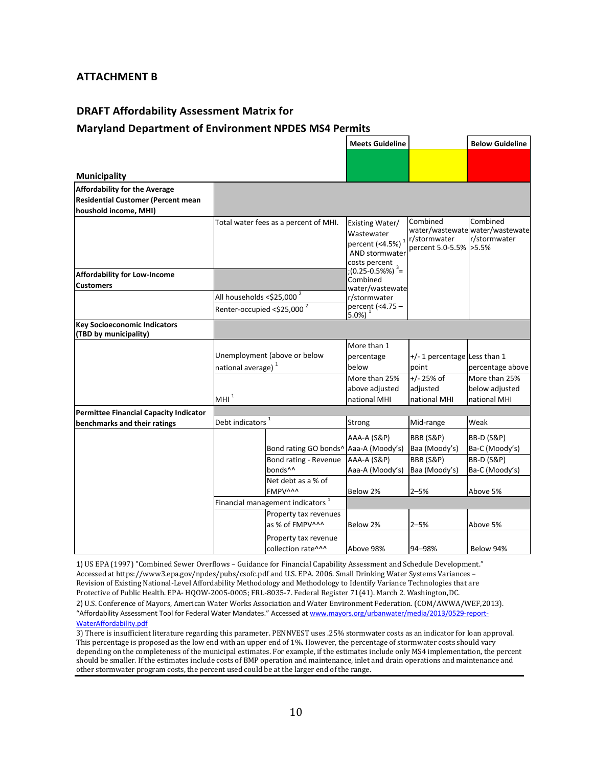**ATTACHMENT B**

**DRAFT Affordability Assessment Matrix for**

**Maryland Department of Environment NPDES MS4 Permits**

| | | | Meets Guideline | | Below Guideline |
|---|---|---|---|---|---|
| **Municipality** | | | (green) | (yellow) | (red) |
| **Affordability for the Average Residential Customer (Percent mean houshold income, MHI)** | | | | | |
| | Total water fees as a percent of MHI. | | Existing Water/ Wastewater percent (<4.5%) [1] AND stormwater costs percent ;(0.25-0.5%) [3] = Combined water/wastewater/stormwater percent (<4.75 – 5.0%) [1] | Combined water/wastewater/stormwater percent 5.0-5.5% | Combined water/wastewater/stormwater >5.5% |
| **Affordability for Low-Income Customers** | | | | | |
| | All households <$25,000 [2] | | | | |
| | Renter-occupied <$25,000 [2] | | | | |
| **Key Socioeconomic Indicators (TBD by municipality)** | | | | | |
| | Unemployment (above or below national average) [1] | | More than 1 percentage below | +/- 1 percentage point | Less than 1 percentage above |
| | MHI [1] | | More than 25% above adjusted national MHI | +/- 25% of adjusted national MHI | More than 25% below adjusted national MHI |
| **Permittee Financial Capacity Indicator benchmarks and their ratings** | Debt indicators [1] | | Strong | Mid-range | Weak |
| | | Bond rating GO bonds^ | AAA-A (S&P) Aaa-A (Moody's) | BBB (S&P) Baa (Moody's) | BB-D (S&P) Ba-C (Moody's) |
| | | Bond rating - Revenue bonds^^ | AAA-A (S&P) Aaa-A (Moody's) | BBB (S&P) Baa (Moody's) | BB-D (S&P) Ba-C (Moody's) |
| | | Net debt as a % of FMPV^^^ | Below 2% | 2–5% | Above 5% |
| | Financial management indicators [1] | | | | |
| | | Property tax revenues as % of FMPV^^^ | Below 2% | 2–5% | Above 5% |
| | | Property tax revenue collection rate^^^ | Above 98% | 94–98% | Below 94% |

1) US EPA (1997) "Combined Sewer Overflows – Guidance for Financial Capability Assessment and Schedule Development." Accessed at https://www3.epa.gov/npdes/pubs/csofc.pdf and U.S. EPA. 2006. Small Drinking Water Systems Variances – Revision of Existing National-Level Affordability Methodology and Methodology to Identify Variance Technologies that are Protective of Public Health. EPA- HQOW-2005-0005; FRL-8035-7. Federal Register 71(41). March 2. Washington,DC.

2) U.S. Conference of Mayors, American Water Works Association and Water Environment Federation. (COM/AWWA/WEF,2013). "Affordability Assessment Tool for Federal Water Mandates." Accessed at www.mayors.org/urbanwater/media/2013/0529-report-WaterAffordability.pdf

3) There is insufficient literature regarding this parameter. PENNVEST uses .25% stormwater costs as an indicator for loan approval. This percentage is proposed as the low end with an upper end of 1%. However, the percentage of stormwater costs should vary depending on the completeness of the municipal estimates. For example, if the estimates include only MS4 implementation, the percent should be smaller. If the estimates include costs of BMP operation and maintenance, inlet and drain operations and maintenance and other stormwater program costs, the percent used could be at the larger end of the range.